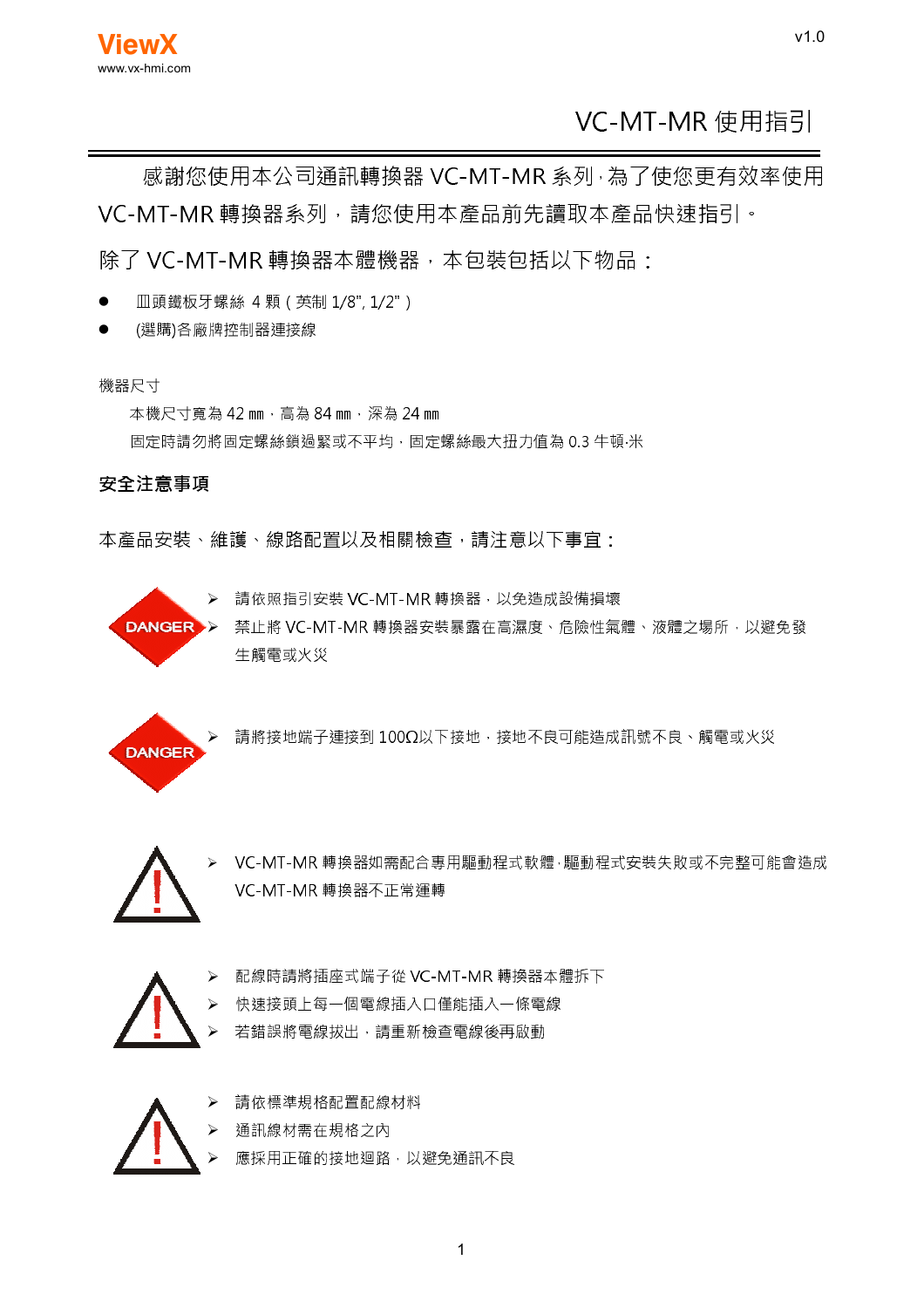# VC-MT-MR 使用指引

感謝您使用本公司通訊轉換器 VC-MT-MR 系列，為了使您更有效率使用 VC-MT-MR 轉換器系列，請您使用本產品前先讀取本產品快速指引。

除了 VC-MT-MR 轉換器本體機器，本包裝包括以下物品：

- 皿頭鐵板牙螺絲 4 顆 ( 英制 1/8", 1/2" )
- (選購)各廠牌控制器連接線

機器尺寸

本機尺寸寬為 42 mm，高為 84 mm，深為 24 mm

固定時請勿將固定螺絲鎖過緊或不平均，固定螺絲最大扭力值為 0.3 牛頓·米

**安全注意事項**

本產品安裝、維護、線路配置以及相關檢查，請注意以下事宜：

DANGER

- 請依照指引安裝 VC-MT-MR 轉換器，以免造成設備損壞
- 禁止將 VC-MT-MR 轉換器安裝暴露在高濕度、危險性氣體、液體之場所，以避免發生觸電或火災

DANGER

- 請將接地端子連接到 100Ω以下接地，接地不良可能造成訊號不良、觸電或火災

- VC-MT-MR 轉換器如需配合專用驅動程式軟體，驅動程式安裝失敗或不完整可能會造成 VC-MT-MR 轉換器不正常運轉

- 配線時請將插座式端子從 VC-MT-MR 轉換器本體拆下
- 快速接頭上每一個電線插入口僅能插入一條電線
- 若錯誤將電線拔出，請重新檢查電線後再啟動

- 請依標準規格配置配線材料
- 通訊線材需在規格之內
- 應採用正確的接地迴路，以避免通訊不良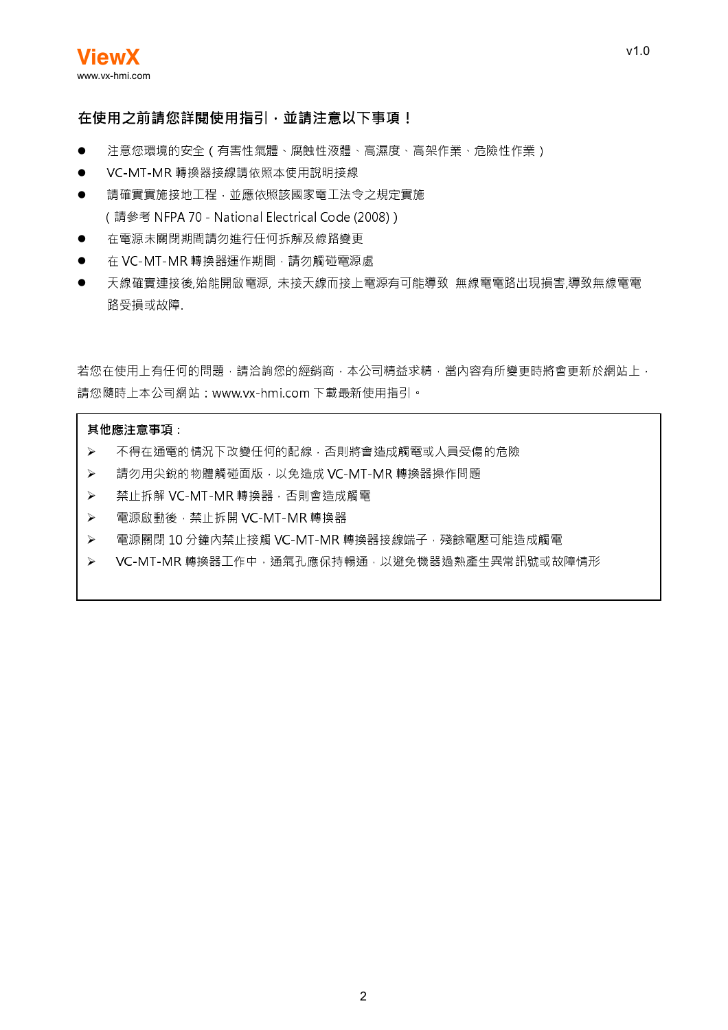**在使用之前請您詳閱使用指引，並請注意以下事項！**

- 注意您環境的安全（有害性氣體、腐蝕性液體、高濕度、高架作業、危險性作業）
- VC-MT-MR 轉換器接線請依照本使用說明接線
- 請確實實施接地工程，並應依照該國家電工法令之規定實施（請參考 NFPA 70 - National Electrical Code (2008)）
- 在電源未關閉期間請勿進行任何拆解及線路變更
- 在 VC-MT-MR 轉換器運作期間，請勿觸碰電源處
- 天線確實連接後,始能開啟電源, 未接天線而接上電源有可能導致 無線電電路出現損害,導致無線電電路受損或故障.

若您在使用上有任何的問題，請洽詢您的經銷商，本公司精益求精，當內容有所變更時將會更新於網站上，請您隨時上本公司網站：www.vx-hmi.com 下載最新使用指引。

**其他應注意事項：**

- 不得在通電的情況下改變任何的配線，否則將會造成觸電或人員受傷的危險
- 請勿用尖銳的物體觸碰面版，以免造成 VC-MT-MR 轉換器操作問題
- 禁止拆解 VC-MT-MR 轉換器，否則會造成觸電
- 電源啟動後，禁止拆開 VC-MT-MR 轉換器
- 電源關閉 10 分鐘內禁止接觸 VC-MT-MR 轉換器接線端子，殘餘電壓可能造成觸電
- VC-MT-MR 轉換器工作中，通氣孔應保持暢通，以避免機器過熱產生異常訊號或故障情形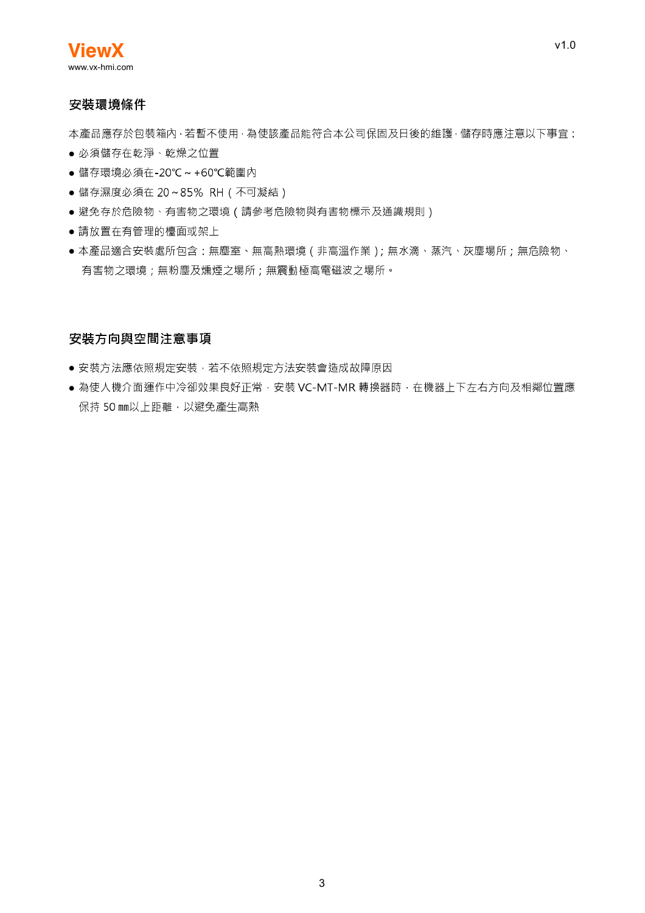## 安裝環境條件

本產品應存於包裝箱內，若暫不使用，為使該產品能符合本公司保固及日後的維護，儲存時應注意以下事宜：

- 必須儲存在乾淨、乾燥之位置
- 儲存環境必須在-20℃ ~ +60℃範圍內
- 儲存濕度必須在 20 ~ 85% RH（不可凝結）
- 避免存於危險物、有害物之環境（請參考危險物與有害物標示及通識規則）
- 請放置在有管理的櫃面或架上
- 本產品適合安裝處所包含：無塵室、無高熱環境（非高溫作業）；無水滴、蒸汽、灰塵場所；無危險物、有害物之環境；無粉塵及煙霧之場所；無震動極高電磁波之場所。

## 安裝方向與空間注意事項

- 安裝方法應依照規定安裝，若不依照規定方法安裝會造成故障原因
- 為使人機介面運作中冷卻效果良好正常，安裝 VC-MT-MR 轉換器時，在機器上下左右方向及相鄰位置應保持 50 mm以上距離，以避免產生高熱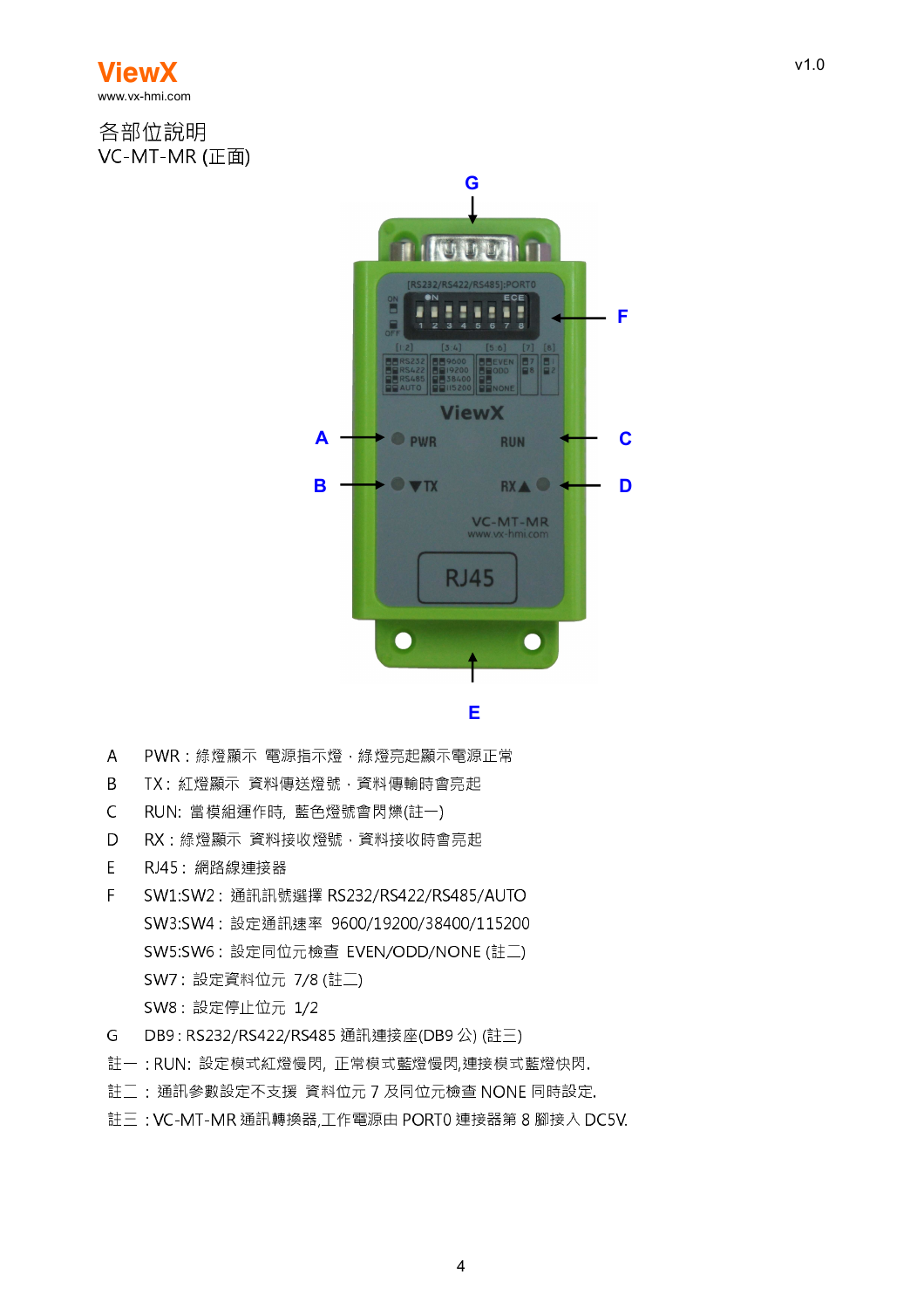## 各部位說明

VC-MT-MR (正面)

| | |
|---|---|
| A | PWR：綠燈顯示 電源指示燈，綠燈亮起顯示電源正常 |
| B | TX：紅燈顯示 資料傳送燈號，資料傳輸時會亮起 |
| C | RUN: 當模組運作時, 藍色燈號會閃爍(註一) |
| D | RX：綠燈顯示 資料接收燈號，資料接收時會亮起 |
| E | RJ45： 網路線連接器 |
| F | SW1:SW2： 通訊訊號選擇 RS232/RS422/RS485/AUTO |
| | SW3:SW4： 設定通訊速率 9600/19200/38400/115200 |
| | SW5:SW6： 設定同位元檢查 EVEN/ODD/NONE (註二) |
| | SW7： 設定資料位元 7/8 (註二) |
| | SW8： 設定停止位元 1/2 |
| G | DB9 : RS232/RS422/RS485 通訊連接座(DB9 公) (註三) |

註一：RUN: 設定模式紅燈慢閃, 正常模式藍燈慢閃,連接模式藍燈快閃.

註二： 通訊參數設定不支援 資料位元 7 及同位元檢查 NONE 同時設定.

註三：VC-MT-MR 通訊轉換器,工作電源由 PORT0 連接器第 8 腳接入 DC5V.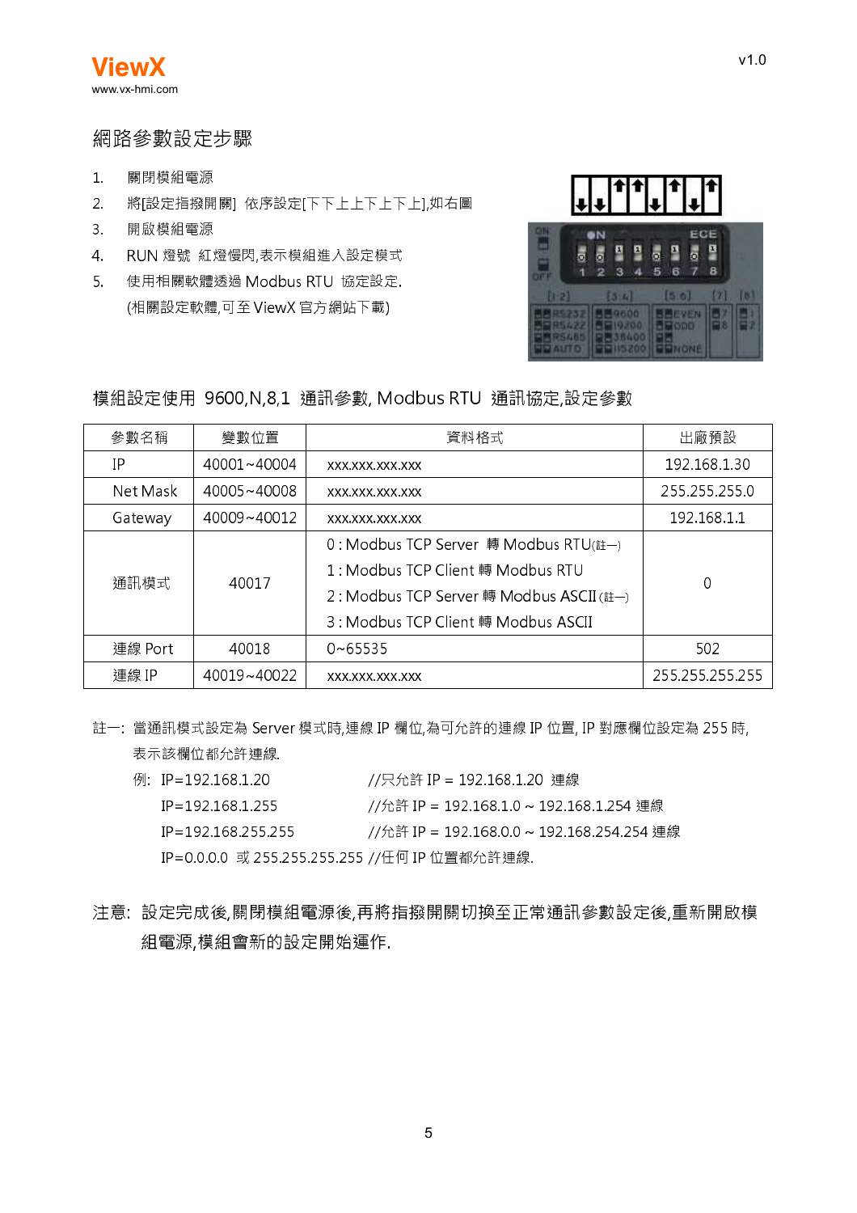## 網路參數設定步驟

1. 關閉模組電源
2. 將[設定指撥開關] 依序設定[下下上上下上下上],如右圖
3. 開啟模組電源
4. RUN 燈號 紅燈慢閃,表示模組進入設定模式
5. 使用相關軟體透過 Modbus RTU 協定設定.
   (相關設定軟體,可至 ViewX 官方網站下載)

模組設定使用 9600,N,8,1 通訊參數, Modbus RTU 通訊協定,設定參數

| 參數名稱 | 變數位置 | 資料格式 | 出廠預設 |
|---|---|---|---|
| IP | 40001~40004 | xxx.xxx.xxx.xxx | 192.168.1.30 |
| Net Mask | 40005~40008 | xxx.xxx.xxx.xxx | 255.255.255.0 |
| Gateway | 40009~40012 | xxx.xxx.xxx.xxx | 192.168.1.1 |
| 通訊模式 | 40017 | 0 : Modbus TCP Server 轉 Modbus RTU(註一)<br>1 : Modbus TCP Client 轉 Modbus RTU<br>2 : Modbus TCP Server 轉 Modbus ASCII(註一)<br>3 : Modbus TCP Client 轉 Modbus ASCII | 0 |
| 連線 Port | 40018 | 0~65535 | 502 |
| 連線 IP | 40019~40022 | xxx.xxx.xxx.xxx | 255.255.255.255 |

註一: 當通訊模式設定為 Server 模式時,連線 IP 欄位,為可允許的連線 IP 位置, IP 對應欄位設定為 255 時,表示該欄位都允許連線.

例: IP=192.168.1.20 //只允許 IP = 192.168.1.20 連線
IP=192.168.1.255 //允許 IP = 192.168.1.0 ~ 192.168.1.254 連線
IP=192.168.255.255 //允許 IP = 192.168.0.0 ~ 192.168.254.254 連線
IP=0.0.0.0 或 255.255.255.255 //任何 IP 位置都允許連線.

注意: 設定完成後,關閉模組電源後,再將指撥開關切換至正常通訊參數設定後,重新開啟模組電源,模組會新的設定開始運作.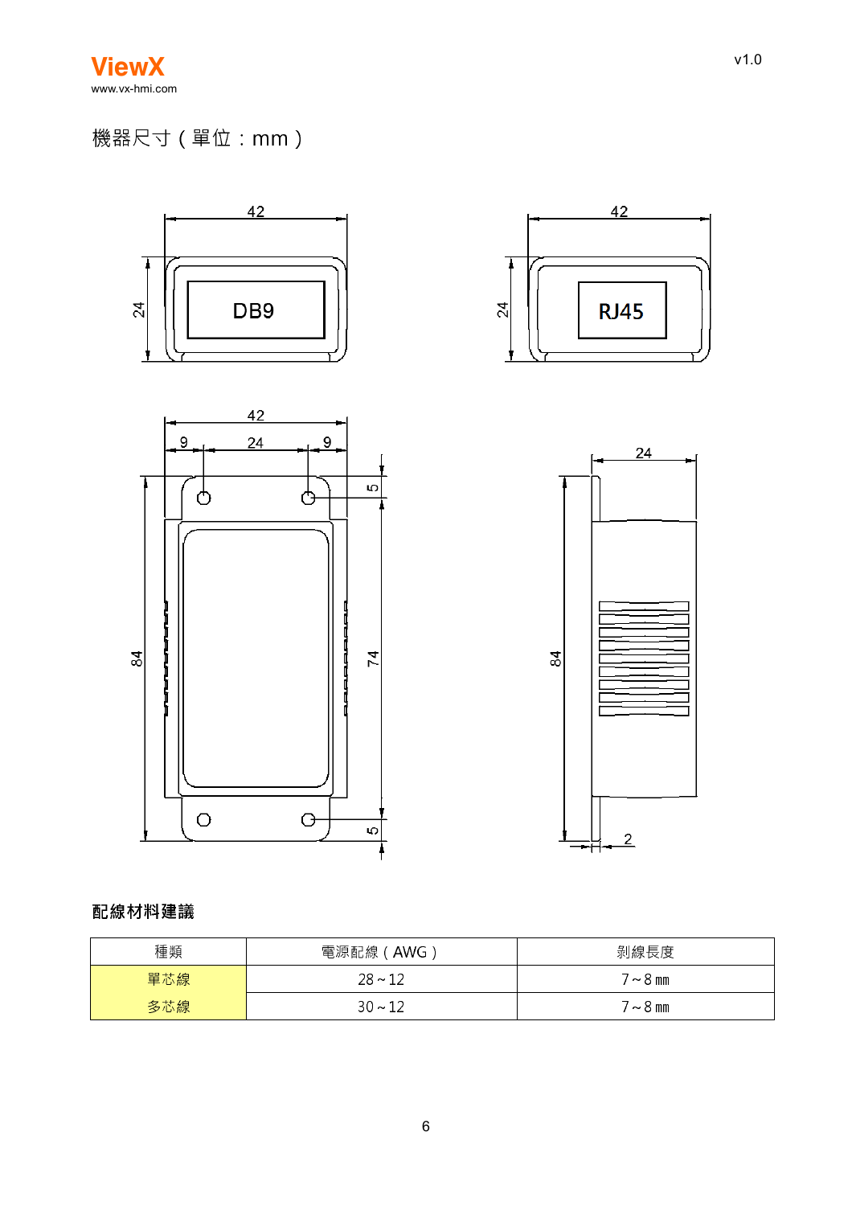## 機器尺寸（單位：mm）

DB9

RJ45

## 配線材料建議

| 種類 | 電源配線（AWG） | 剝線長度 |
| --- | --- | --- |
| 單芯線 | 28～12 | 7～8 ㎜ |
| 多芯線 | 30～12 | 7～8 ㎜ |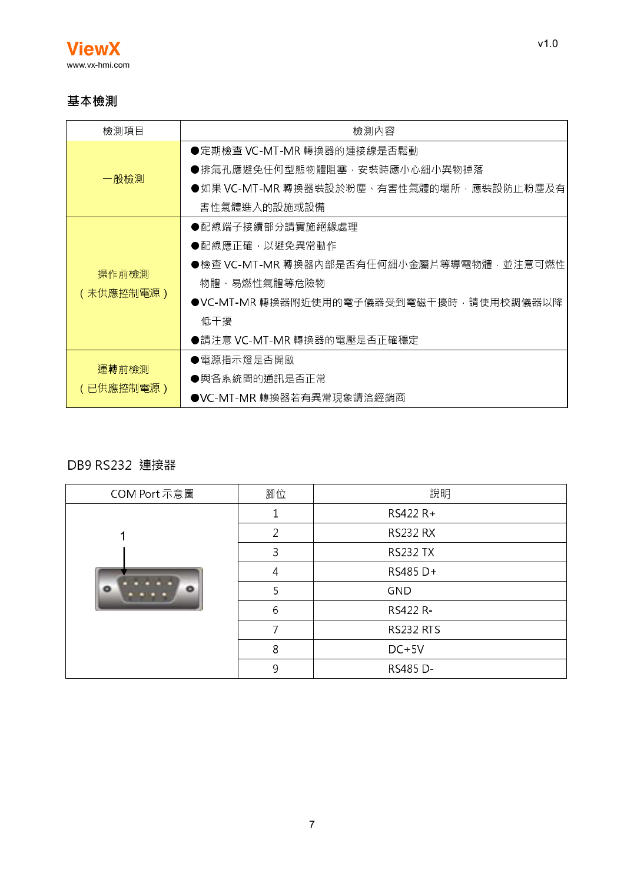## 基本檢測

| 檢測項目 | 檢測內容 |
|---|---|
| 一般檢測 | ●定期檢查 VC-MT-MR 轉換器的連接線是否鬆動<br>●排氣孔應避免任何型態物體阻塞，安裝時應小心細小異物掉落<br>●如果 VC-MT-MR 轉換器裝設於粉塵、有害性氣體的場所，應裝設防止粉塵及有害性氣體進入的設施或設備 |
| 操作前檢測<br>（未供應控制電源） | ●配線端子接續部分請實施絕緣處理<br>●配線應正確，以避免異常動作<br>●檢查 VC-MT-MR 轉換器內部是否有任何細小金屬片等導電物體，並注意可燃性物體、易燃性氣體等危險物<br>●VC-MT-MR 轉換器附近使用的電子儀器受到電磁干擾時，請使用校調儀器以降低干擾<br>●請注意 VC-MT-MR 轉換器的電壓是否正確穩定 |
| 運轉前檢測<br>（已供應控制電源） | ●電源指示燈是否開啟<br>●與各系統間的通訊是否正常<br>●VC-MT-MR 轉換器若有異常現象請洽經銷商 |

## DB9 RS232 連接器

| COM Port 示意圖 | 腳位 | 說明 |
|---|---|---|
| 1 | 1 | RS422 R+ |
| | 2 | RS232 RX |
| | 3 | RS232 TX |
| | 4 | RS485 D+ |
| | 5 | GND |
| | 6 | RS422 R- |
| | 7 | RS232 RTS |
| | 8 | DC+5V |
| | 9 | RS485 D- |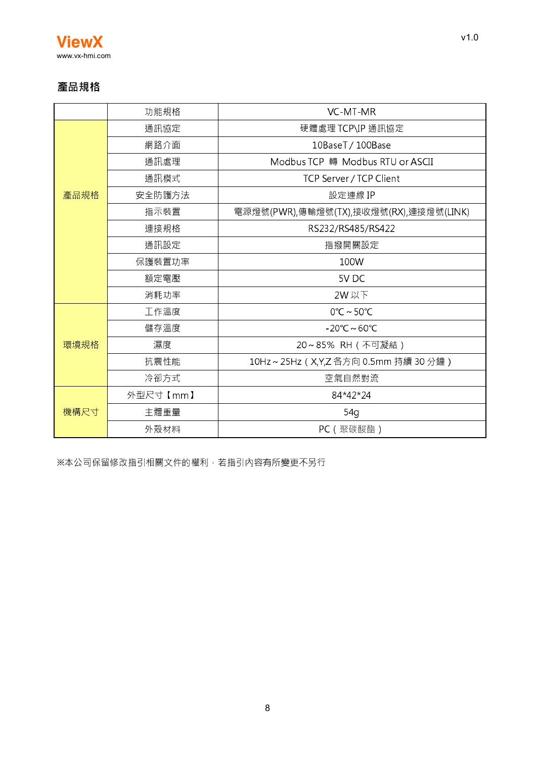## 產品規格

| | 功能規格 | VC-MT-MR |
|---|---|---|
| 產品規格 | 通訊協定 | 硬體處理 TCP\IP 通訊協定 |
| | 網路介面 | 10BaseT / 100Base |
| | 通訊處理 | Modbus TCP 轉 Modbus RTU or ASCII |
| | 通訊模式 | TCP Server / TCP Client |
| | 安全防護方法 | 設定連線 IP |
| | 指示裝置 | 電源燈號(PWR),傳輸燈號(TX),接收燈號(RX),連接燈號(LINK) |
| | 連接規格 | RS232/RS485/RS422 |
| | 通訊設定 | 指撥開關設定 |
| | 保護裝置功率 | 100W |
| | 額定電壓 | 5V DC |
| | 消耗功率 | 2W 以下 |
| 環境規格 | 工作溫度 | 0℃ ~ 50℃ |
| | 儲存溫度 | -20℃ ~ 60℃ |
| | 濕度 | 20 ~ 85% RH（不可凝結） |
| | 抗震性能 | 10Hz ~ 25Hz（X,Y,Z 各方向 0.5mm 持續 30 分鐘） |
| | 冷卻方式 | 空氣自然對流 |
| 機構尺寸 | 外型尺寸【mm】 | 84*42*24 |
| | 主體重量 | 54g |
| | 外殼材料 | PC（聚碳酸酯） |

※本公司保留修改指引相關文件的權利，若指引內容有所變更不另行